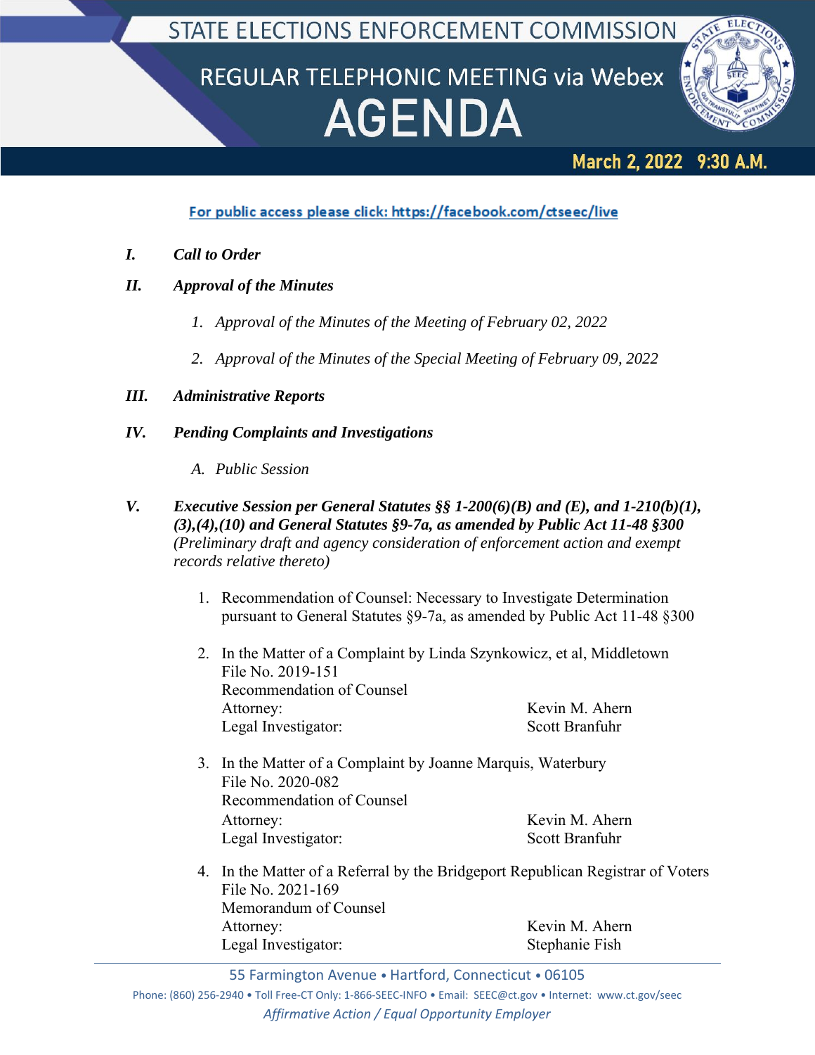# STATE ELECTIONS ENFORCEMENT COMMISSION

## REGULAR TELEPHONIC MEETING via Webex

# AGENDA

**March 2, 2022 9:30 A.M.**

For public access please click: https://facebook.com/ctseec/live

***I. Call to Order***

***II. Approval of the Minutes***

1. *Approval of the Minutes of the Meeting of February 02, 2022*
2. *Approval of the Minutes of the Special Meeting of February 09, 2022*

***III. Administrative Reports***

***IV. Pending Complaints and Investigations***

A. *Public Session*

***V. Executive Session per General Statutes §§ 1-200(6)(B) and (E), and 1-210(b)(1), (3),(4),(10) and General Statutes §9-7a, as amended by Public Act 11-48 §300*** *(Preliminary draft and agency consideration of enforcement action and exempt records relative thereto)*

1. Recommendation of Counsel: Necessary to Investigate Determination pursuant to General Statutes §9-7a, as amended by Public Act 11-48 §300

2. In the Matter of a Complaint by Linda Szynkowicz, et al, Middletown
   File No. 2019-151
   Recommendation of Counsel
   Attorney: Kevin M. Ahern
   Legal Investigator: Scott Branfuhr

3. In the Matter of a Complaint by Joanne Marquis, Waterbury
   File No. 2020-082
   Recommendation of Counsel
   Attorney: Kevin M. Ahern
   Legal Investigator: Scott Branfuhr

4. In the Matter of a Referral by the Bridgeport Republican Registrar of Voters
   File No. 2021-169
   Memorandum of Counsel
   Attorney: Kevin M. Ahern
   Legal Investigator: Stephanie Fish

55 Farmington Avenue • Hartford, Connecticut • 06105

Phone: (860) 256-2940 • Toll Free-CT Only: 1-866-SEEC-INFO • Email: SEEC@ct.gov • Internet: www.ct.gov/seec

*Affirmative Action / Equal Opportunity Employer*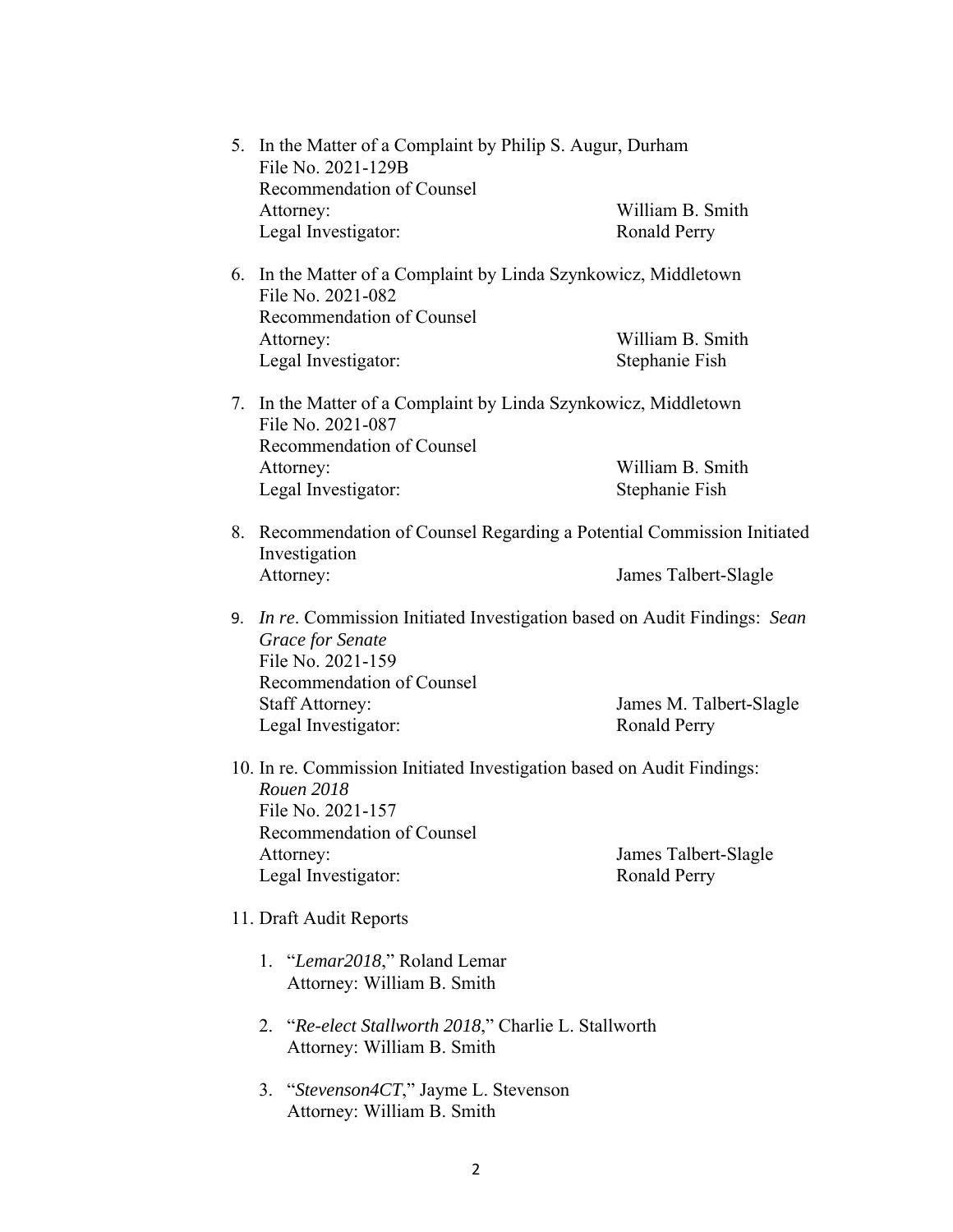5. In the Matter of a Complaint by Philip S. Augur, Durham
   File No. 2021-129B
   Recommendation of Counsel
   Attorney: William B. Smith
   Legal Investigator: Ronald Perry

6. In the Matter of a Complaint by Linda Szynkowicz, Middletown
   File No. 2021-082
   Recommendation of Counsel
   Attorney: William B. Smith
   Legal Investigator: Stephanie Fish

7. In the Matter of a Complaint by Linda Szynkowicz, Middletown
   File No. 2021-087
   Recommendation of Counsel
   Attorney: William B. Smith
   Legal Investigator: Stephanie Fish

8. Recommendation of Counsel Regarding a Potential Commission Initiated Investigation
   Attorney: James Talbert-Slagle

9. *In re*. Commission Initiated Investigation based on Audit Findings: *Sean Grace for Senate*
   File No. 2021-159
   Recommendation of Counsel
   Staff Attorney: James M. Talbert-Slagle
   Legal Investigator: Ronald Perry

10. In re. Commission Initiated Investigation based on Audit Findings: *Rouen 2018*
    File No. 2021-157
    Recommendation of Counsel
    Attorney: James Talbert-Slagle
    Legal Investigator: Ronald Perry

11. Draft Audit Reports

    1. "*Lemar2018*," Roland Lemar
       Attorney: William B. Smith

    2. "*Re-elect Stallworth 2018*," Charlie L. Stallworth
       Attorney: William B. Smith

    3. "*Stevenson4CT*," Jayme L. Stevenson
       Attorney: William B. Smith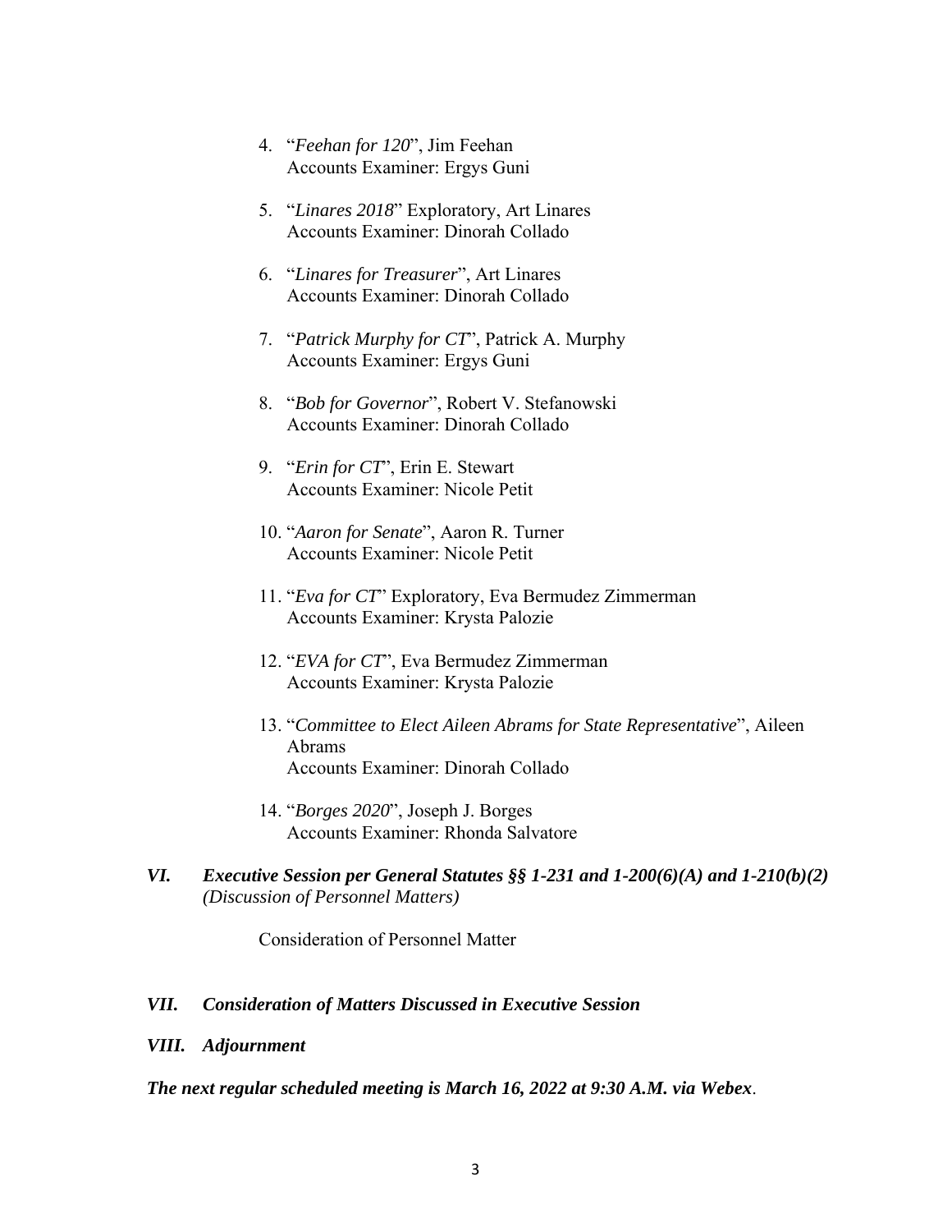4. "*Feehan for 120*", Jim Feehan
   Accounts Examiner: Ergys Guni

5. "*Linares 2018*" Exploratory, Art Linares
   Accounts Examiner: Dinorah Collado

6. "*Linares for Treasurer*", Art Linares
   Accounts Examiner: Dinorah Collado

7. "*Patrick Murphy for CT*", Patrick A. Murphy
   Accounts Examiner: Ergys Guni

8. "*Bob for Governor*", Robert V. Stefanowski
   Accounts Examiner: Dinorah Collado

9. "*Erin for CT*", Erin E. Stewart
   Accounts Examiner: Nicole Petit

10. "*Aaron for Senate*", Aaron R. Turner
    Accounts Examiner: Nicole Petit

11. "*Eva for CT*" Exploratory, Eva Bermudez Zimmerman
    Accounts Examiner: Krysta Palozie

12. "*EVA for CT*", Eva Bermudez Zimmerman
    Accounts Examiner: Krysta Palozie

13. "*Committee to Elect Aileen Abrams for State Representative*", Aileen Abrams
    Accounts Examiner: Dinorah Collado

14. "*Borges 2020*", Joseph J. Borges
    Accounts Examiner: Rhonda Salvatore

## *VI. Executive Session per General Statutes §§ 1-231 and 1-200(6)(A) and 1-210(b)(2)* *(Discussion of Personnel Matters)*

Consideration of Personnel Matter

## *VII. Consideration of Matters Discussed in Executive Session*

## *VIII. Adjournment*

***The next regular scheduled meeting is March 16, 2022 at 9:30 A.M. via Webex***.